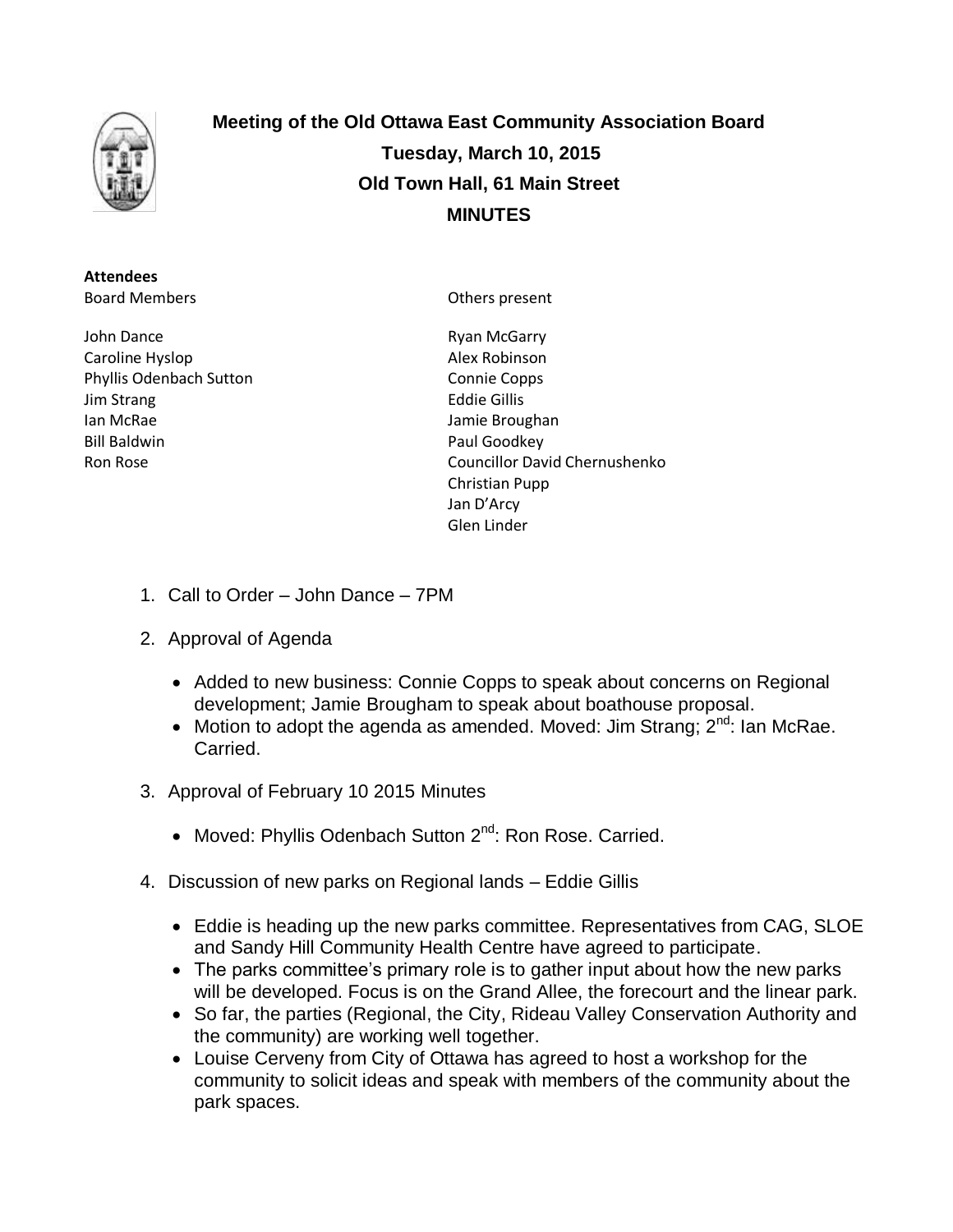# Meeting of the Old Ottawa East Community Association Board

**Tuesday, March 10, 2015**

**Old Town Hall, 61 Main Street**

**MINUTES**

**Attendees**

| Board Members | Others present |
| --- | --- |
| John Dance | Ryan McGarry |
| Caroline Hyslop | Alex Robinson |
| Phyllis Odenbach Sutton | Connie Copps |
| Jim Strang | Eddie Gillis |
| Ian McRae | Jamie Broughan |
| Bill Baldwin | Paul Goodkey |
| Ron Rose | Councillor David Chernushenko |
| | Christian Pupp |
| | Jan D'Arcy |
| | Glen Linder |

1. Call to Order – John Dance – 7PM

2. Approval of Agenda

   - Added to new business: Connie Copps to speak about concerns on Regional development; Jamie Brougham to speak about boathouse proposal.
   - Motion to adopt the agenda as amended. Moved: Jim Strang; 2nd: Ian McRae. Carried.

3. Approval of February 10 2015 Minutes

   - Moved: Phyllis Odenbach Sutton 2nd: Ron Rose. Carried.

4. Discussion of new parks on Regional lands – Eddie Gillis

   - Eddie is heading up the new parks committee. Representatives from CAG, SLOE and Sandy Hill Community Health Centre have agreed to participate.
   - The parks committee's primary role is to gather input about how the new parks will be developed. Focus is on the Grand Allee, the forecourt and the linear park.
   - So far, the parties (Regional, the City, Rideau Valley Conservation Authority and the community) are working well together.
   - Louise Cerveny from City of Ottawa has agreed to host a workshop for the community to solicit ideas and speak with members of the community about the park spaces.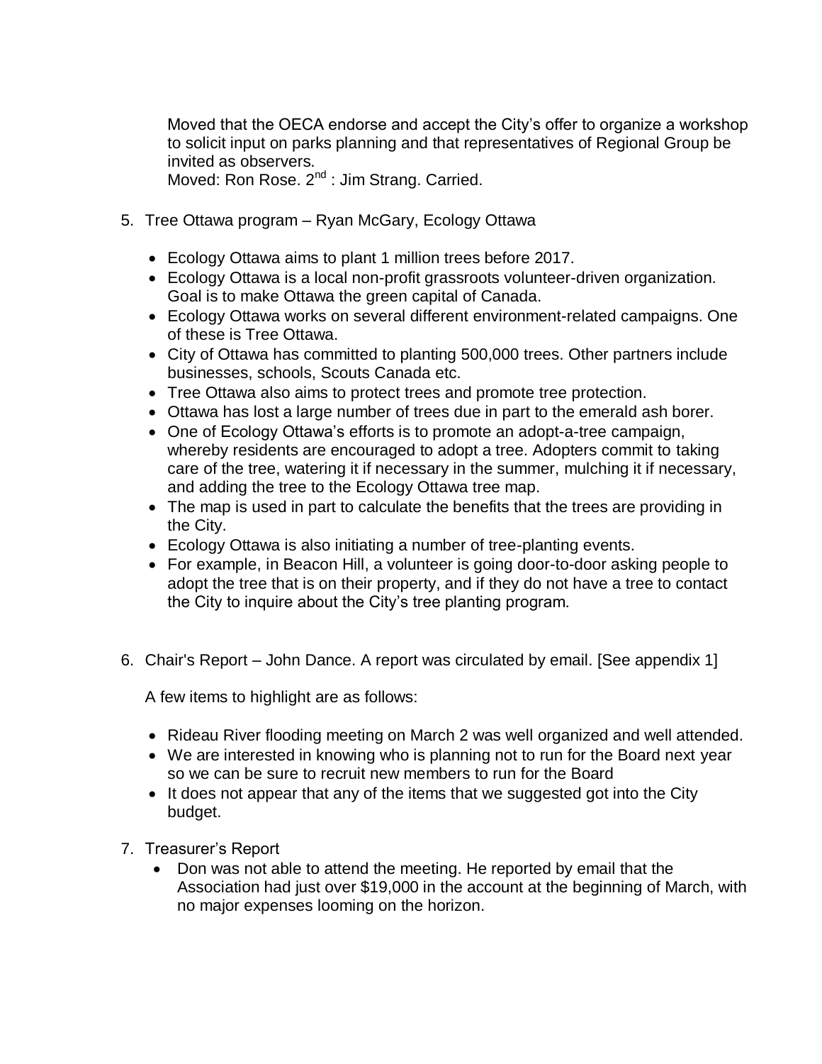Moved that the OECA endorse and accept the City's offer to organize a workshop to solicit input on parks planning and that representatives of Regional Group be invited as observers.
Moved: Ron Rose. 2nd : Jim Strang. Carried.

5. Tree Ottawa program – Ryan McGary, Ecology Ottawa

   - Ecology Ottawa aims to plant 1 million trees before 2017.
   - Ecology Ottawa is a local non-profit grassroots volunteer-driven organization. Goal is to make Ottawa the green capital of Canada.
   - Ecology Ottawa works on several different environment-related campaigns. One of these is Tree Ottawa.
   - City of Ottawa has committed to planting 500,000 trees. Other partners include businesses, schools, Scouts Canada etc.
   - Tree Ottawa also aims to protect trees and promote tree protection.
   - Ottawa has lost a large number of trees due in part to the emerald ash borer.
   - One of Ecology Ottawa's efforts is to promote an adopt-a-tree campaign, whereby residents are encouraged to adopt a tree. Adopters commit to taking care of the tree, watering it if necessary in the summer, mulching it if necessary, and adding the tree to the Ecology Ottawa tree map.
   - The map is used in part to calculate the benefits that the trees are providing in the City.
   - Ecology Ottawa is also initiating a number of tree-planting events.
   - For example, in Beacon Hill, a volunteer is going door-to-door asking people to adopt the tree that is on their property, and if they do not have a tree to contact the City to inquire about the City's tree planting program.

6. Chair's Report – John Dance. A report was circulated by email. [See appendix 1]

   A few items to highlight are as follows:

   - Rideau River flooding meeting on March 2 was well organized and well attended.
   - We are interested in knowing who is planning not to run for the Board next year so we can be sure to recruit new members to run for the Board
   - It does not appear that any of the items that we suggested got into the City budget.

7. Treasurer's Report
   - Don was not able to attend the meeting. He reported by email that the Association had just over $19,000 in the account at the beginning of March, with no major expenses looming on the horizon.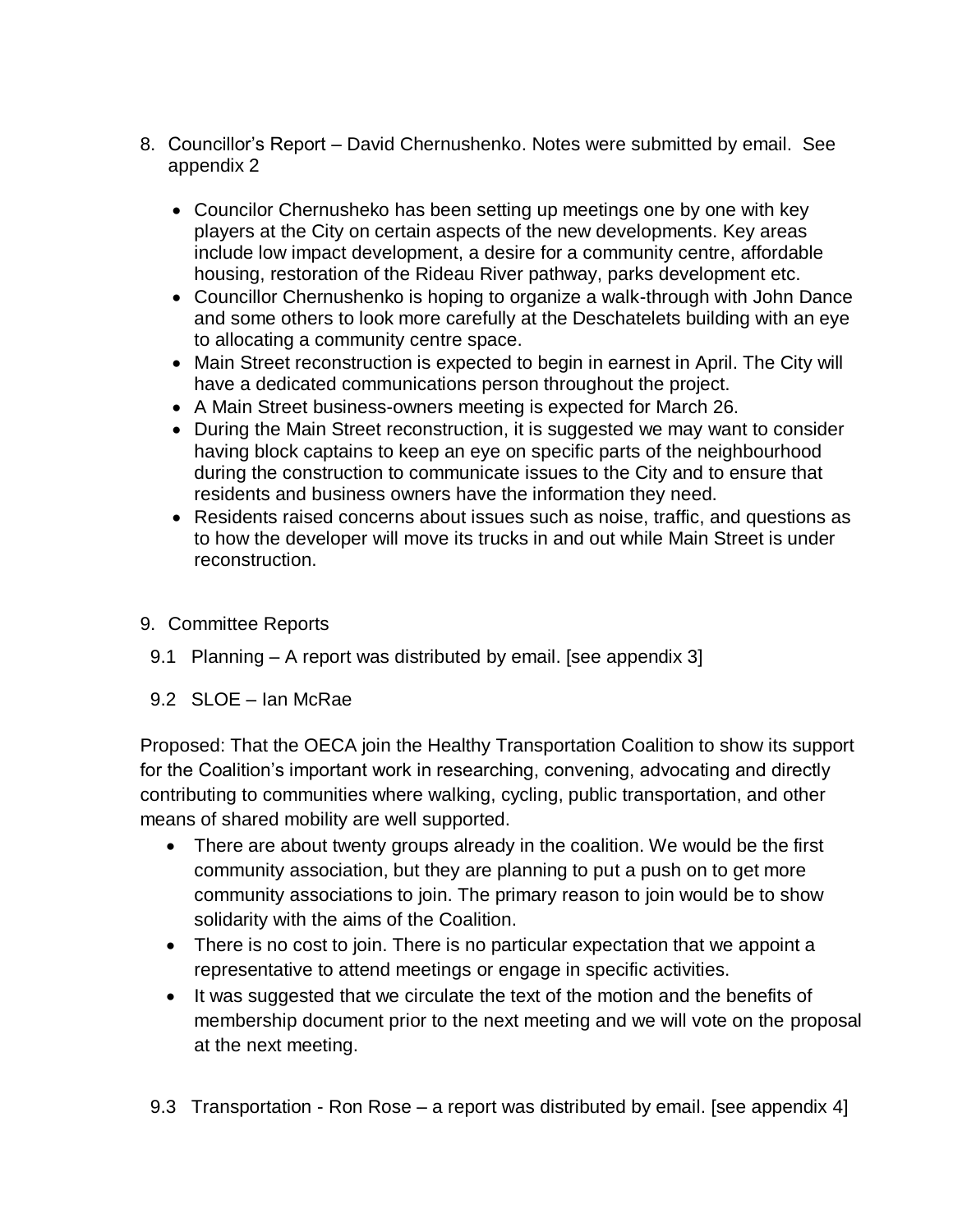8. Councillor's Report – David Chernushenko. Notes were submitted by email. See appendix 2

   - Councilor Chernusheko has been setting up meetings one by one with key players at the City on certain aspects of the new developments. Key areas include low impact development, a desire for a community centre, affordable housing, restoration of the Rideau River pathway, parks development etc.
   - Councillor Chernushenko is hoping to organize a walk-through with John Dance and some others to look more carefully at the Deschatelets building with an eye to allocating a community centre space.
   - Main Street reconstruction is expected to begin in earnest in April. The City will have a dedicated communications person throughout the project.
   - A Main Street business-owners meeting is expected for March 26.
   - During the Main Street reconstruction, it is suggested we may want to consider having block captains to keep an eye on specific parts of the neighbourhood during the construction to communicate issues to the City and to ensure that residents and business owners have the information they need.
   - Residents raised concerns about issues such as noise, traffic, and questions as to how the developer will move its trucks in and out while Main Street is under reconstruction.

9. Committee Reports

   9.1 Planning – A report was distributed by email. [see appendix 3]

   9.2 SLOE – Ian McRae

Proposed: That the OECA join the Healthy Transportation Coalition to show its support for the Coalition's important work in researching, convening, advocating and directly contributing to communities where walking, cycling, public transportation, and other means of shared mobility are well supported.

- There are about twenty groups already in the coalition. We would be the first community association, but they are planning to put a push on to get more community associations to join. The primary reason to join would be to show solidarity with the aims of the Coalition.
- There is no cost to join. There is no particular expectation that we appoint a representative to attend meetings or engage in specific activities.
- It was suggested that we circulate the text of the motion and the benefits of membership document prior to the next meeting and we will vote on the proposal at the next meeting.

   9.3 Transportation - Ron Rose – a report was distributed by email. [see appendix 4]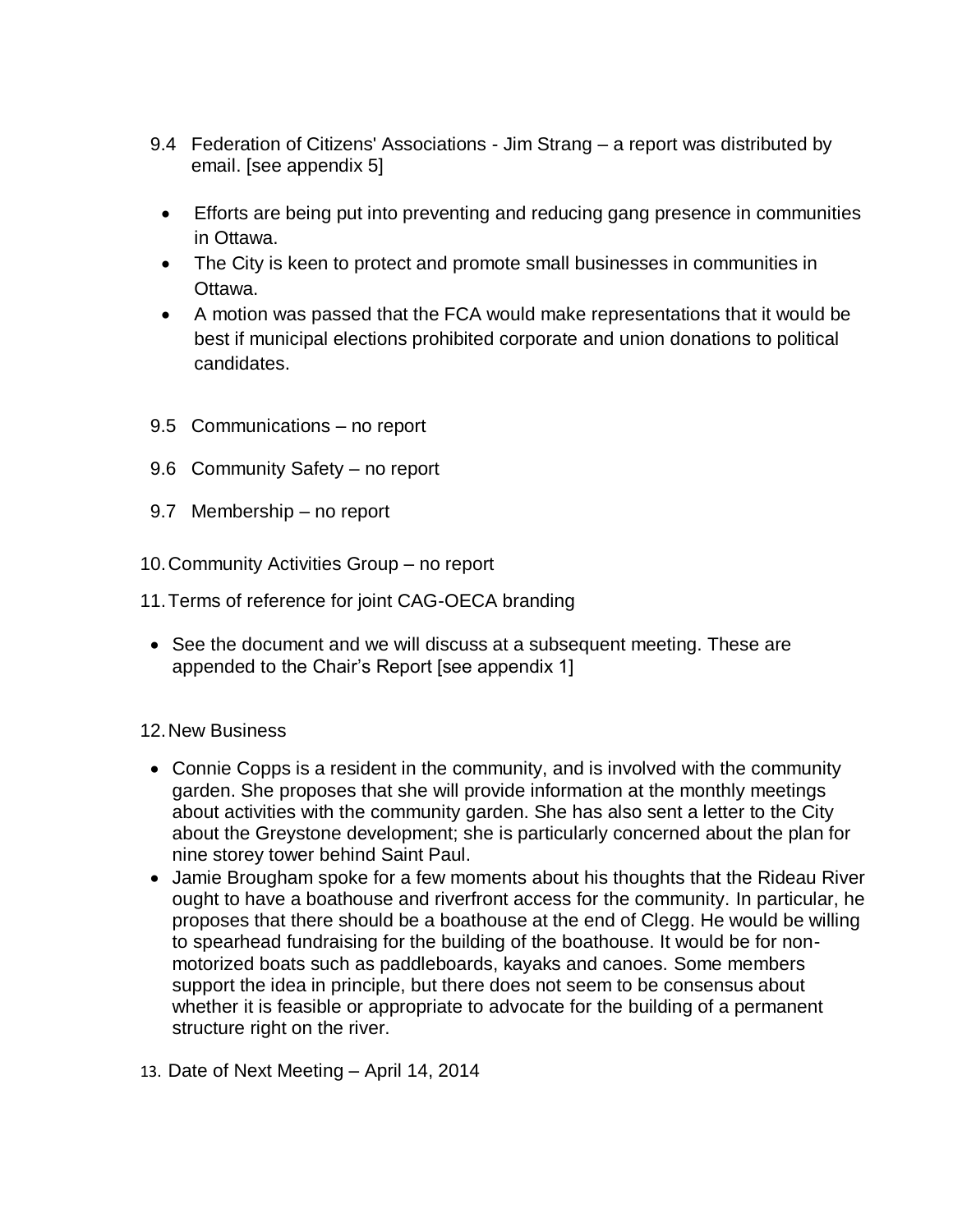9.4 Federation of Citizens' Associations - Jim Strang – a report was distributed by email. [see appendix 5]

- Efforts are being put into preventing and reducing gang presence in communities in Ottawa.
- The City is keen to protect and promote small businesses in communities in Ottawa.
- A motion was passed that the FCA would make representations that it would be best if municipal elections prohibited corporate and union donations to political candidates.

9.5 Communications – no report

9.6 Community Safety – no report

9.7 Membership – no report

10. Community Activities Group – no report

11. Terms of reference for joint CAG-OECA branding

- See the document and we will discuss at a subsequent meeting. These are appended to the Chair's Report [see appendix 1]

12. New Business

- Connie Copps is a resident in the community, and is involved with the community garden. She proposes that she will provide information at the monthly meetings about activities with the community garden. She has also sent a letter to the City about the Greystone development; she is particularly concerned about the plan for nine storey tower behind Saint Paul.
- Jamie Brougham spoke for a few moments about his thoughts that the Rideau River ought to have a boathouse and riverfront access for the community. In particular, he proposes that there should be a boathouse at the end of Clegg. He would be willing to spearhead fundraising for the building of the boathouse. It would be for non-motorized boats such as paddleboards, kayaks and canoes. Some members support the idea in principle, but there does not seem to be consensus about whether it is feasible or appropriate to advocate for the building of a permanent structure right on the river.

13. Date of Next Meeting – April 14, 2014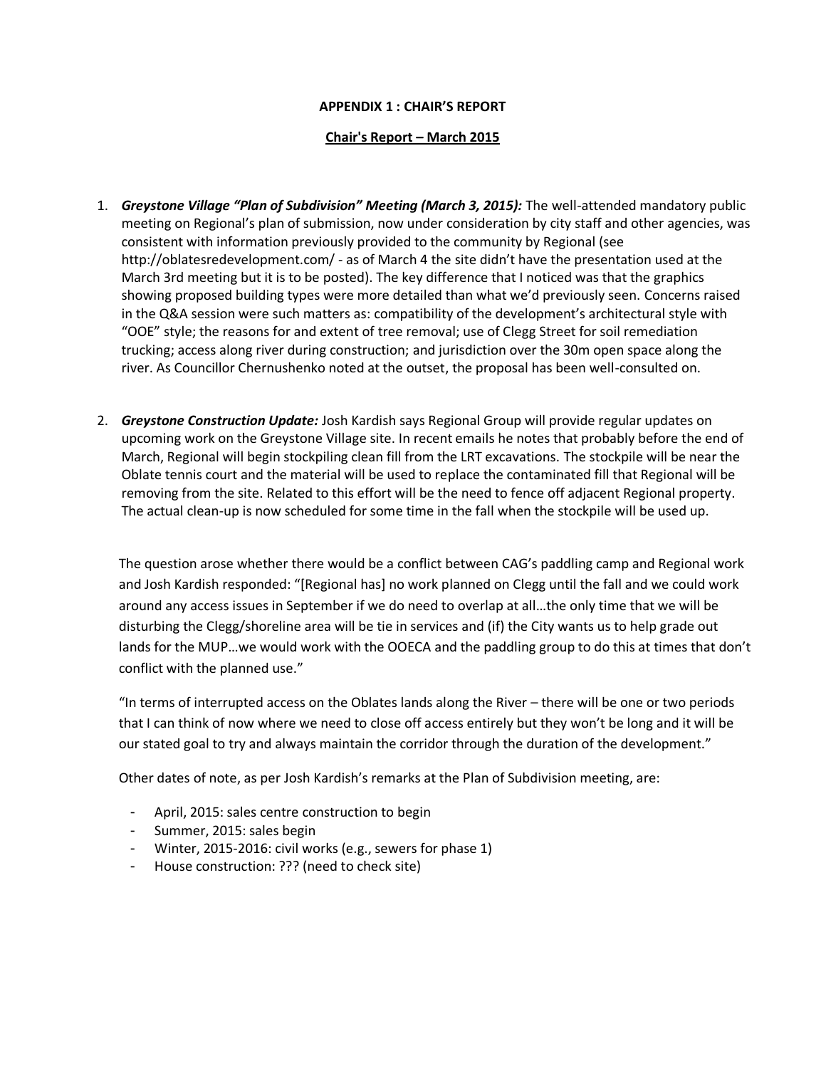**APPENDIX 1 : CHAIR'S REPORT**

**Chair's Report – March 2015**

1. ***Greystone Village "Plan of Subdivision" Meeting (March 3, 2015):*** The well-attended mandatory public meeting on Regional's plan of submission, now under consideration by city staff and other agencies, was consistent with information previously provided to the community by Regional (see http://oblatesredevelopment.com/ - as of March 4 the site didn't have the presentation used at the March 3rd meeting but it is to be posted). The key difference that I noticed was that the graphics showing proposed building types were more detailed than what we'd previously seen. Concerns raised in the Q&A session were such matters as: compatibility of the development's architectural style with "OOE" style; the reasons for and extent of tree removal; use of Clegg Street for soil remediation trucking; access along river during construction; and jurisdiction over the 30m open space along the river. As Councillor Chernushenko noted at the outset, the proposal has been well-consulted on.

2. ***Greystone Construction Update:*** Josh Kardish says Regional Group will provide regular updates on upcoming work on the Greystone Village site. In recent emails he notes that probably before the end of March, Regional will begin stockpiling clean fill from the LRT excavations. The stockpile will be near the Oblate tennis court and the material will be used to replace the contaminated fill that Regional will be removing from the site. Related to this effort will be the need to fence off adjacent Regional property. The actual clean-up is now scheduled for some time in the fall when the stockpile will be used up.

   The question arose whether there would be a conflict between CAG's paddling camp and Regional work and Josh Kardish responded: "[Regional has] no work planned on Clegg until the fall and we could work around any access issues in September if we do need to overlap at all…the only time that we will be disturbing the Clegg/shoreline area will be tie in services and (if) the City wants us to help grade out lands for the MUP…we would work with the OOECA and the paddling group to do this at times that don't conflict with the planned use."

   "In terms of interrupted access on the Oblates lands along the River – there will be one or two periods that I can think of now where we need to close off access entirely but they won't be long and it will be our stated goal to try and always maintain the corridor through the duration of the development."

   Other dates of note, as per Josh Kardish's remarks at the Plan of Subdivision meeting, are:

   - April, 2015: sales centre construction to begin
   - Summer, 2015: sales begin
   - Winter, 2015-2016: civil works (e.g., sewers for phase 1)
   - House construction: ??? (need to check site)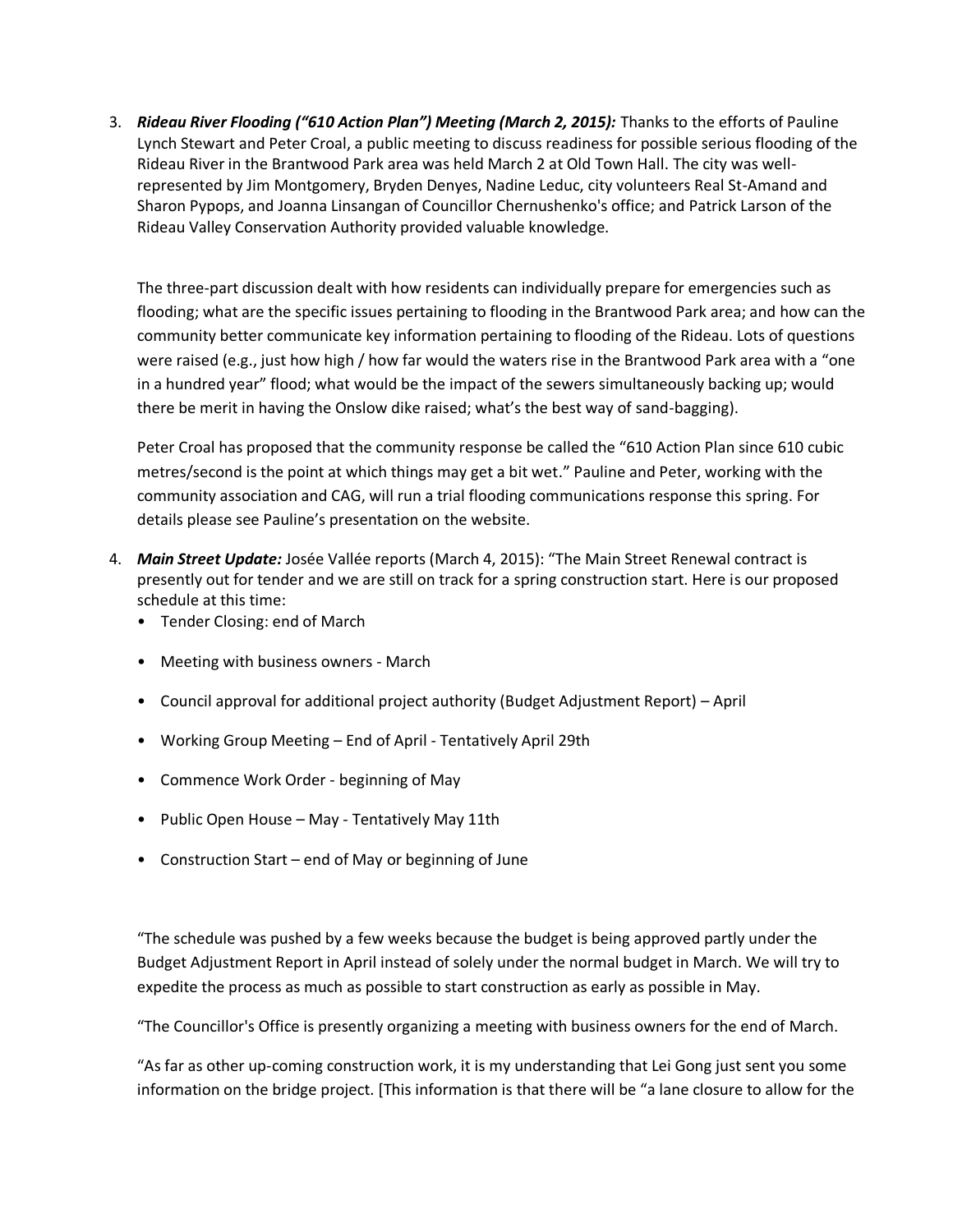3. ***Rideau River Flooding ("610 Action Plan") Meeting (March 2, 2015):*** Thanks to the efforts of Pauline Lynch Stewart and Peter Croal, a public meeting to discuss readiness for possible serious flooding of the Rideau River in the Brantwood Park area was held March 2 at Old Town Hall. The city was well-represented by Jim Montgomery, Bryden Denyes, Nadine Leduc, city volunteers Real St-Amand and Sharon Pypops, and Joanna Linsangan of Councillor Chernushenko's office; and Patrick Larson of the Rideau Valley Conservation Authority provided valuable knowledge.

   The three-part discussion dealt with how residents can individually prepare for emergencies such as flooding; what are the specific issues pertaining to flooding in the Brantwood Park area; and how can the community better communicate key information pertaining to flooding of the Rideau. Lots of questions were raised (e.g., just how high / how far would the waters rise in the Brantwood Park area with a "one in a hundred year" flood; what would be the impact of the sewers simultaneously backing up; would there be merit in having the Onslow dike raised; what's the best way of sand-bagging).

   Peter Croal has proposed that the community response be called the "610 Action Plan since 610 cubic metres/second is the point at which things may get a bit wet." Pauline and Peter, working with the community association and CAG, will run a trial flooding communications response this spring. For details please see Pauline's presentation on the website.

4. ***Main Street Update:*** Josée Vallée reports (March 4, 2015): "The Main Street Renewal contract is presently out for tender and we are still on track for a spring construction start. Here is our proposed schedule at this time:
   - Tender Closing: end of March
   - Meeting with business owners - March
   - Council approval for additional project authority (Budget Adjustment Report) – April
   - Working Group Meeting – End of April - Tentatively April 29th
   - Commence Work Order - beginning of May
   - Public Open House – May - Tentatively May 11th
   - Construction Start – end of May or beginning of June

   "The schedule was pushed by a few weeks because the budget is being approved partly under the Budget Adjustment Report in April instead of solely under the normal budget in March. We will try to expedite the process as much as possible to start construction as early as possible in May.

   "The Councillor's Office is presently organizing a meeting with business owners for the end of March.

   "As far as other up-coming construction work, it is my understanding that Lei Gong just sent you some information on the bridge project. [This information is that there will be "a lane closure to allow for the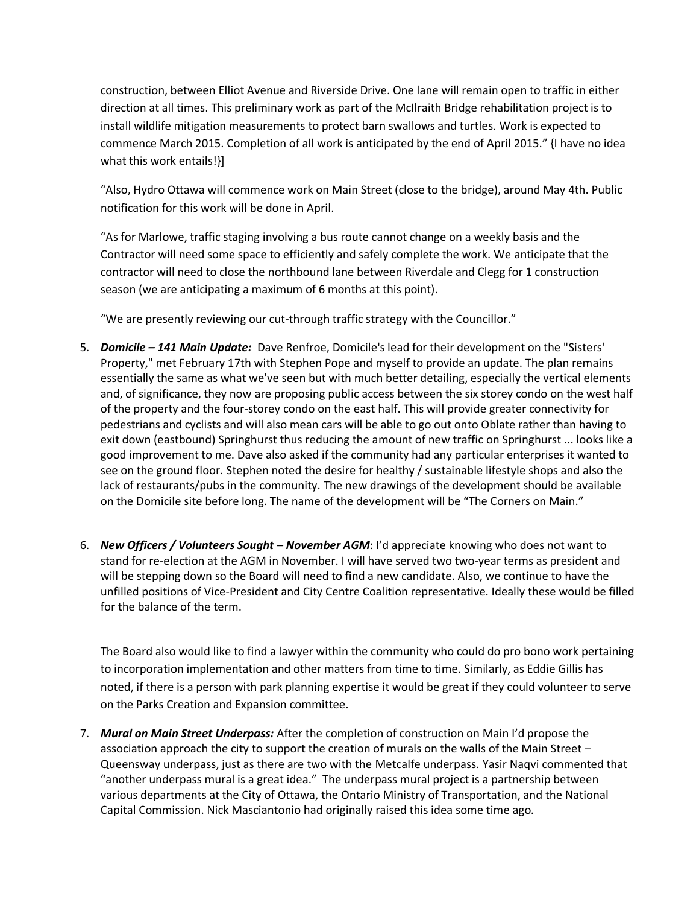construction, between Elliot Avenue and Riverside Drive. One lane will remain open to traffic in either direction at all times. This preliminary work as part of the McIlraith Bridge rehabilitation project is to install wildlife mitigation measurements to protect barn swallows and turtles. Work is expected to commence March 2015. Completion of all work is anticipated by the end of April 2015." {I have no idea what this work entails!}]

"Also, Hydro Ottawa will commence work on Main Street (close to the bridge), around May 4th. Public notification for this work will be done in April.

"As for Marlowe, traffic staging involving a bus route cannot change on a weekly basis and the Contractor will need some space to efficiently and safely complete the work. We anticipate that the contractor will need to close the northbound lane between Riverdale and Clegg for 1 construction season (we are anticipating a maximum of 6 months at this point).

"We are presently reviewing our cut-through traffic strategy with the Councillor."

5. ***Domicile – 141 Main Update:*** Dave Renfroe, Domicile's lead for their development on the "Sisters' Property," met February 17th with Stephen Pope and myself to provide an update. The plan remains essentially the same as what we've seen but with much better detailing, especially the vertical elements and, of significance, they now are proposing public access between the six storey condo on the west half of the property and the four-storey condo on the east half. This will provide greater connectivity for pedestrians and cyclists and will also mean cars will be able to go out onto Oblate rather than having to exit down (eastbound) Springhurst thus reducing the amount of new traffic on Springhurst ... looks like a good improvement to me. Dave also asked if the community had any particular enterprises it wanted to see on the ground floor. Stephen noted the desire for healthy / sustainable lifestyle shops and also the lack of restaurants/pubs in the community. The new drawings of the development should be available on the Domicile site before long. The name of the development will be "The Corners on Main."

6. ***New Officers / Volunteers Sought – November AGM***: I'd appreciate knowing who does not want to stand for re-election at the AGM in November. I will have served two two-year terms as president and will be stepping down so the Board will need to find a new candidate. Also, we continue to have the unfilled positions of Vice-President and City Centre Coalition representative. Ideally these would be filled for the balance of the term.

   The Board also would like to find a lawyer within the community who could do pro bono work pertaining to incorporation implementation and other matters from time to time. Similarly, as Eddie Gillis has noted, if there is a person with park planning expertise it would be great if they could volunteer to serve on the Parks Creation and Expansion committee.

7. ***Mural on Main Street Underpass:*** After the completion of construction on Main I'd propose the association approach the city to support the creation of murals on the walls of the Main Street – Queensway underpass, just as there are two with the Metcalfe underpass. Yasir Naqvi commented that "another underpass mural is a great idea." The underpass mural project is a partnership between various departments at the City of Ottawa, the Ontario Ministry of Transportation, and the National Capital Commission. Nick Masciantonio had originally raised this idea some time ago.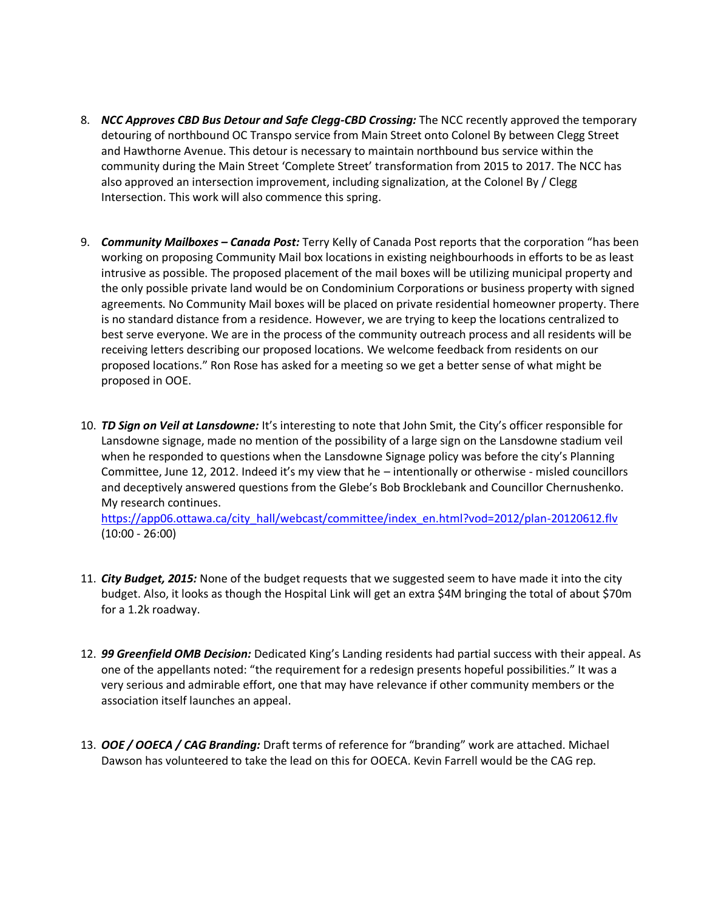8. ***NCC Approves CBD Bus Detour and Safe Clegg-CBD Crossing:*** The NCC recently approved the temporary detouring of northbound OC Transpo service from Main Street onto Colonel By between Clegg Street and Hawthorne Avenue. This detour is necessary to maintain northbound bus service within the community during the Main Street 'Complete Street' transformation from 2015 to 2017. The NCC has also approved an intersection improvement, including signalization, at the Colonel By / Clegg Intersection. This work will also commence this spring.

9. ***Community Mailboxes – Canada Post:*** Terry Kelly of Canada Post reports that the corporation "has been working on proposing Community Mail box locations in existing neighbourhoods in efforts to be as least intrusive as possible. The proposed placement of the mail boxes will be utilizing municipal property and the only possible private land would be on Condominium Corporations or business property with signed agreements. No Community Mail boxes will be placed on private residential homeowner property. There is no standard distance from a residence. However, we are trying to keep the locations centralized to best serve everyone. We are in the process of the community outreach process and all residents will be receiving letters describing our proposed locations. We welcome feedback from residents on our proposed locations." Ron Rose has asked for a meeting so we get a better sense of what might be proposed in OOE.

10. ***TD Sign on Veil at Lansdowne:*** It's interesting to note that John Smit, the City's officer responsible for Lansdowne signage, made no mention of the possibility of a large sign on the Lansdowne stadium veil when he responded to questions when the Lansdowne Signage policy was before the city's Planning Committee, June 12, 2012. Indeed it's my view that he – intentionally or otherwise - misled councillors and deceptively answered questions from the Glebe's Bob Brocklebank and Councillor Chernushenko. My research continues.
https://app06.ottawa.ca/city_hall/webcast/committee/index_en.html?vod=2012/plan-20120612.flv (10:00 - 26:00)

11. ***City Budget, 2015:*** None of the budget requests that we suggested seem to have made it into the city budget. Also, it looks as though the Hospital Link will get an extra $4M bringing the total of about $70m for a 1.2k roadway.

12. ***99 Greenfield OMB Decision:*** Dedicated King's Landing residents had partial success with their appeal. As one of the appellants noted: "the requirement for a redesign presents hopeful possibilities." It was a very serious and admirable effort, one that may have relevance if other community members or the association itself launches an appeal.

13. ***OOE / OOECA / CAG Branding:*** Draft terms of reference for "branding" work are attached. Michael Dawson has volunteered to take the lead on this for OOECA. Kevin Farrell would be the CAG rep.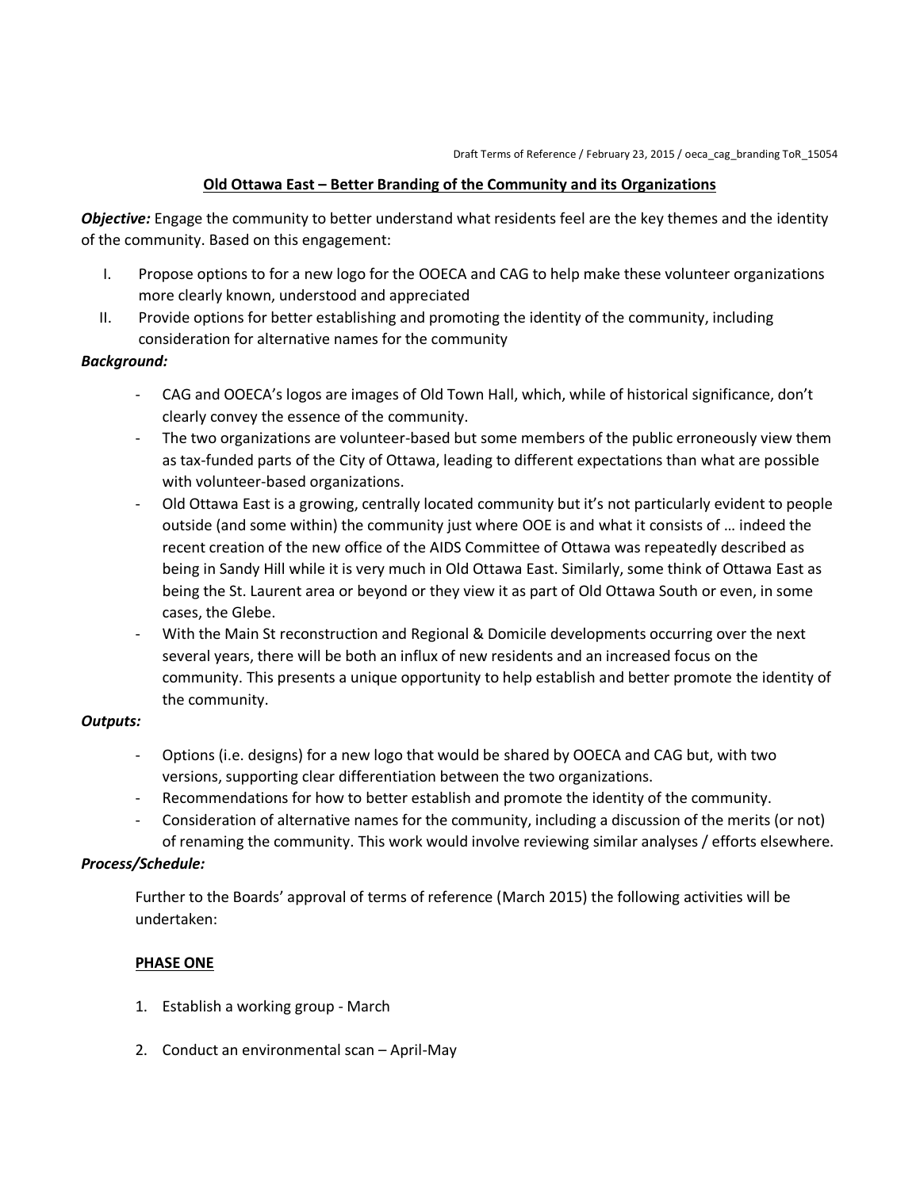Draft Terms of Reference / February 23, 2015 / oeca_cag_branding ToR_15054

## Old Ottawa East – Better Branding of the Community and its Organizations

***Objective:*** Engage the community to better understand what residents feel are the key themes and the identity of the community. Based on this engagement:

I. Propose options to for a new logo for the OOECA and CAG to help make these volunteer organizations more clearly known, understood and appreciated
II. Provide options for better establishing and promoting the identity of the community, including consideration for alternative names for the community

***Background:***

- CAG and OOECA's logos are images of Old Town Hall, which, while of historical significance, don't clearly convey the essence of the community.
- The two organizations are volunteer-based but some members of the public erroneously view them as tax-funded parts of the City of Ottawa, leading to different expectations than what are possible with volunteer-based organizations.
- Old Ottawa East is a growing, centrally located community but it's not particularly evident to people outside (and some within) the community just where OOE is and what it consists of … indeed the recent creation of the new office of the AIDS Committee of Ottawa was repeatedly described as being in Sandy Hill while it is very much in Old Ottawa East. Similarly, some think of Ottawa East as being the St. Laurent area or beyond or they view it as part of Old Ottawa South or even, in some cases, the Glebe.
- With the Main St reconstruction and Regional & Domicile developments occurring over the next several years, there will be both an influx of new residents and an increased focus on the community. This presents a unique opportunity to help establish and better promote the identity of the community.

***Outputs:***

- Options (i.e. designs) for a new logo that would be shared by OOECA and CAG but, with two versions, supporting clear differentiation between the two organizations.
- Recommendations for how to better establish and promote the identity of the community.
- Consideration of alternative names for the community, including a discussion of the merits (or not) of renaming the community. This work would involve reviewing similar analyses / efforts elsewhere.

***Process/Schedule:***

Further to the Boards' approval of terms of reference (March 2015) the following activities will be undertaken:

**PHASE ONE**

1. Establish a working group - March

2. Conduct an environmental scan – April-May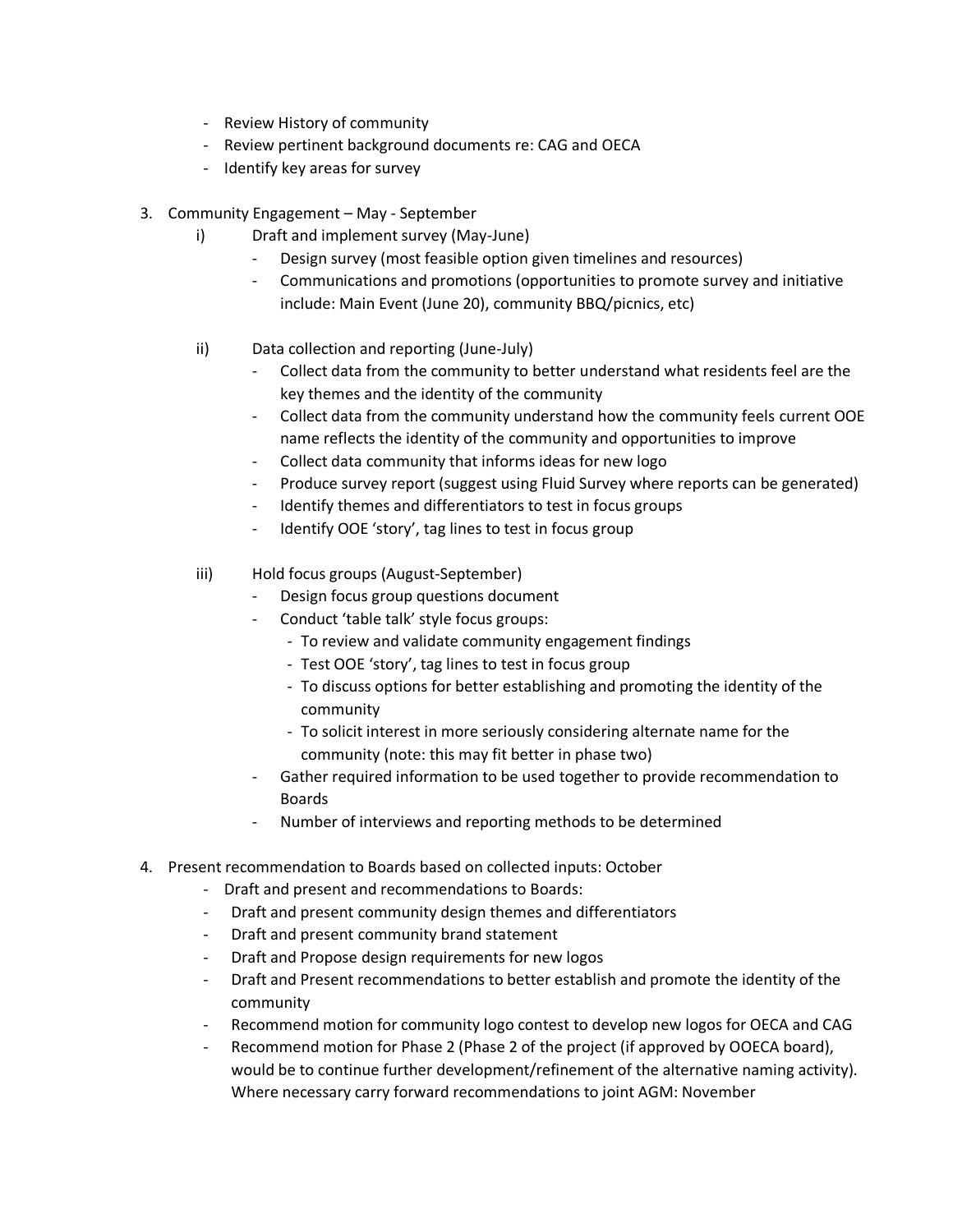- Review History of community
- Review pertinent background documents re: CAG and OECA
- Identify key areas for survey

3. Community Engagement – May - September
   i) Draft and implement survey (May-June)
      - Design survey (most feasible option given timelines and resources)
      - Communications and promotions (opportunities to promote survey and initiative include: Main Event (June 20), community BBQ/picnics, etc)

   ii) Data collection and reporting (June-July)
      - Collect data from the community to better understand what residents feel are the key themes and the identity of the community
      - Collect data from the community understand how the community feels current OOE name reflects the identity of the community and opportunities to improve
      - Collect data community that informs ideas for new logo
      - Produce survey report (suggest using Fluid Survey where reports can be generated)
      - Identify themes and differentiators to test in focus groups
      - Identify OOE 'story', tag lines to test in focus group

   iii) Hold focus groups (August-September)
      - Design focus group questions document
      - Conduct 'table talk' style focus groups:
        - To review and validate community engagement findings
        - Test OOE 'story', tag lines to test in focus group
        - To discuss options for better establishing and promoting the identity of the community
        - To solicit interest in more seriously considering alternate name for the community (note: this may fit better in phase two)
      - Gather required information to be used together to provide recommendation to Boards
      - Number of interviews and reporting methods to be determined

4. Present recommendation to Boards based on collected inputs: October
   - Draft and present and recommendations to Boards:
   - Draft and present community design themes and differentiators
   - Draft and present community brand statement
   - Draft and Propose design requirements for new logos
   - Draft and Present recommendations to better establish and promote the identity of the community
   - Recommend motion for community logo contest to develop new logos for OECA and CAG
   - Recommend motion for Phase 2 (Phase 2 of the project (if approved by OOECA board), would be to continue further development/refinement of the alternative naming activity). Where necessary carry forward recommendations to joint AGM: November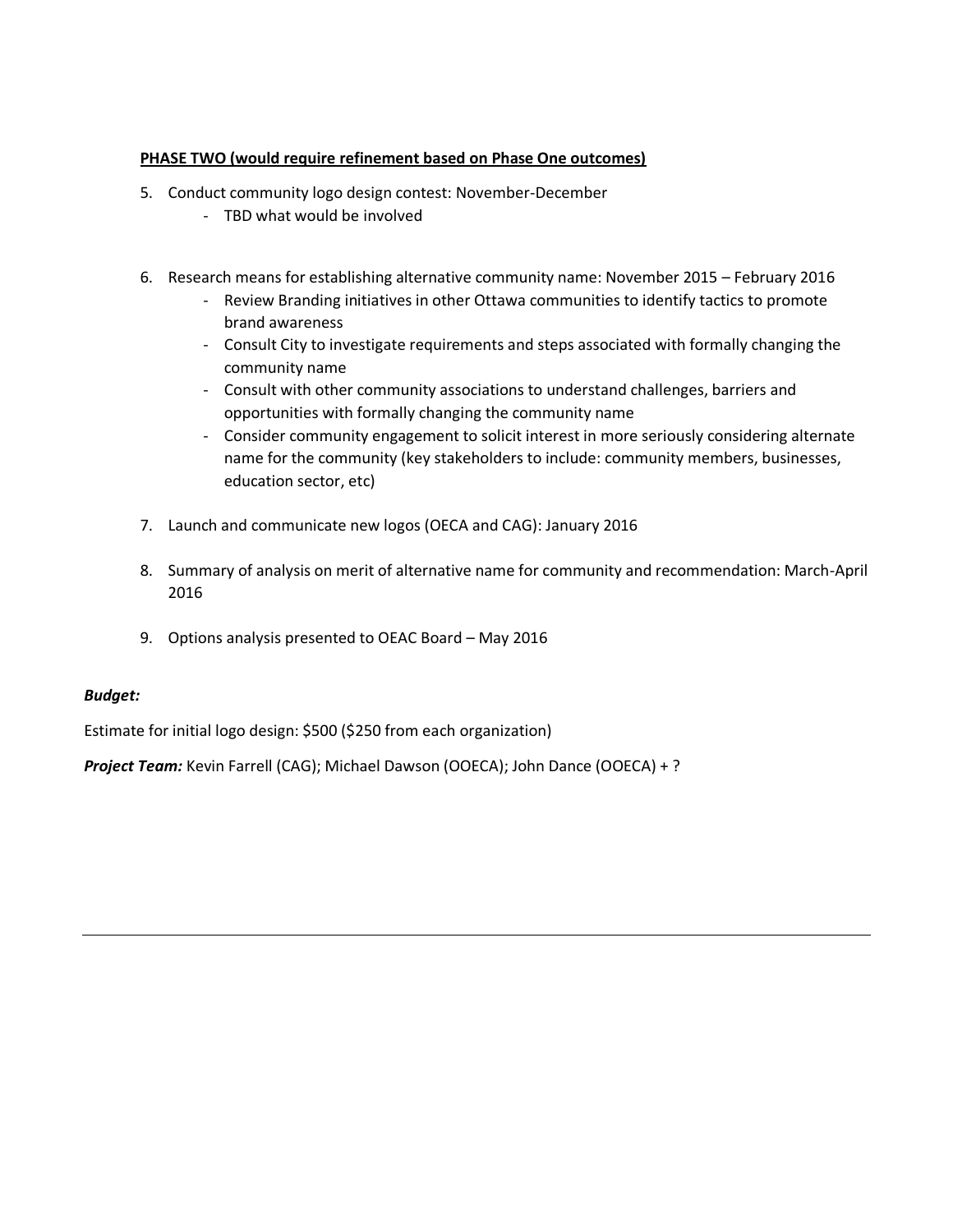**PHASE TWO (would require refinement based on Phase One outcomes)**

5. Conduct community logo design contest: November-December
   - TBD what would be involved

6. Research means for establishing alternative community name: November 2015 – February 2016
   - Review Branding initiatives in other Ottawa communities to identify tactics to promote brand awareness
   - Consult City to investigate requirements and steps associated with formally changing the community name
   - Consult with other community associations to understand challenges, barriers and opportunities with formally changing the community name
   - Consider community engagement to solicit interest in more seriously considering alternate name for the community (key stakeholders to include: community members, businesses, education sector, etc)

7. Launch and communicate new logos (OECA and CAG): January 2016

8. Summary of analysis on merit of alternative name for community and recommendation: March-April 2016

9. Options analysis presented to OEAC Board – May 2016

***Budget:***

Estimate for initial logo design: $500 ($250 from each organization)

***Project Team:*** Kevin Farrell (CAG); Michael Dawson (OOECA); John Dance (OOECA) + ?

---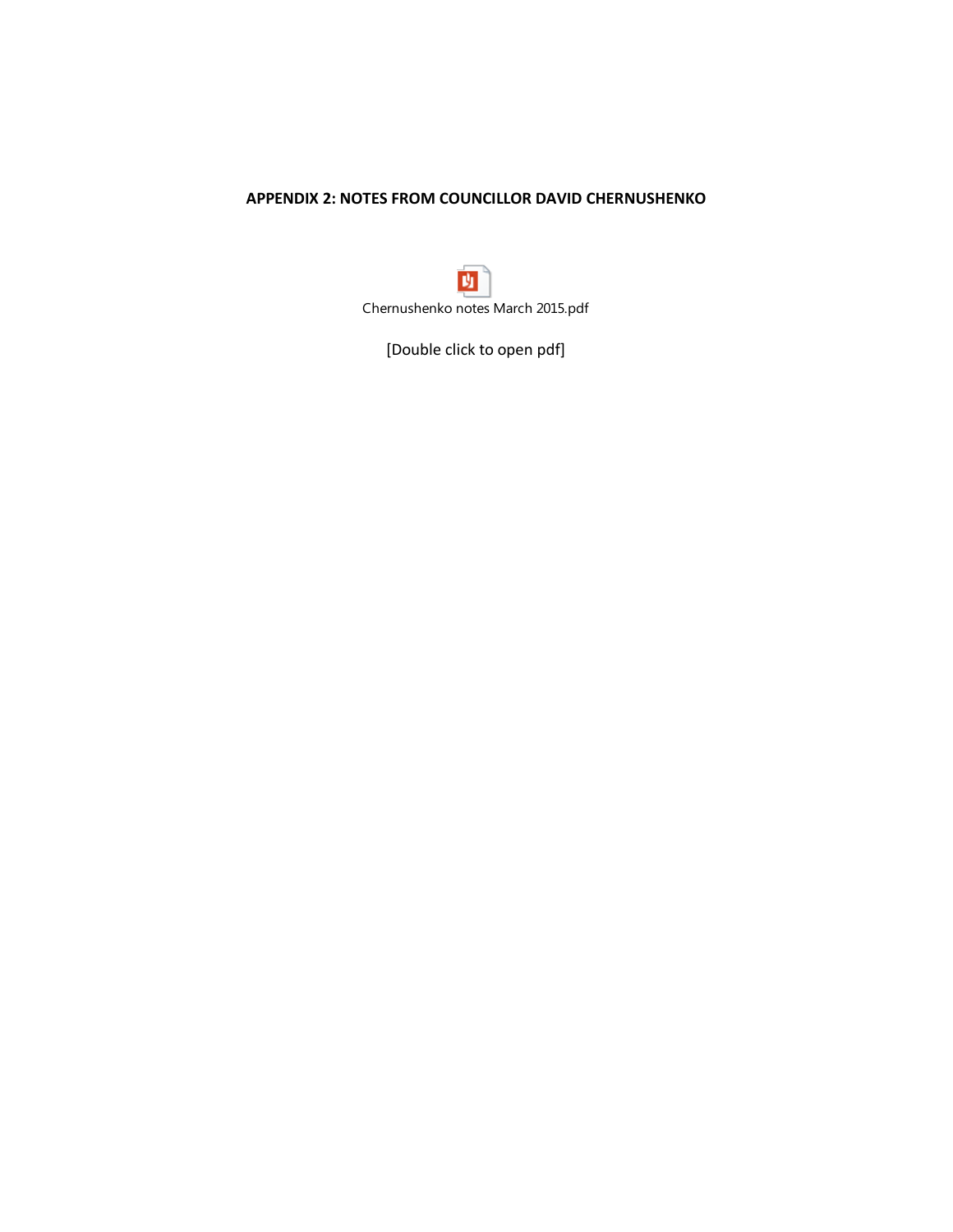**APPENDIX 2: NOTES FROM COUNCILLOR DAVID CHERNUSHENKO**

Chernushenko notes March 2015.pdf

[Double click to open pdf]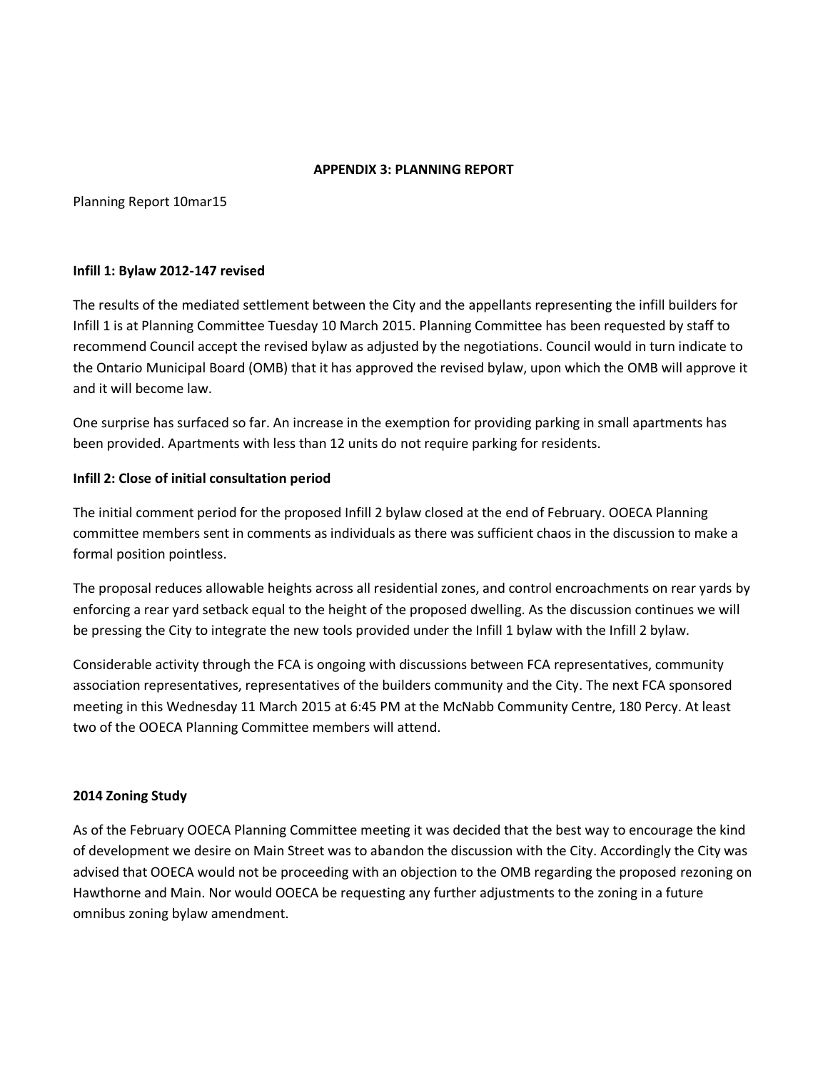**APPENDIX 3: PLANNING REPORT**

Planning Report 10mar15

**Infill 1: Bylaw 2012-147 revised**

The results of the mediated settlement between the City and the appellants representing the infill builders for Infill 1 is at Planning Committee Tuesday 10 March 2015. Planning Committee has been requested by staff to recommend Council accept the revised bylaw as adjusted by the negotiations. Council would in turn indicate to the Ontario Municipal Board (OMB) that it has approved the revised bylaw, upon which the OMB will approve it and it will become law.

One surprise has surfaced so far. An increase in the exemption for providing parking in small apartments has been provided. Apartments with less than 12 units do not require parking for residents.

**Infill 2: Close of initial consultation period**

The initial comment period for the proposed Infill 2 bylaw closed at the end of February. OOECA Planning committee members sent in comments as individuals as there was sufficient chaos in the discussion to make a formal position pointless.

The proposal reduces allowable heights across all residential zones, and control encroachments on rear yards by enforcing a rear yard setback equal to the height of the proposed dwelling. As the discussion continues we will be pressing the City to integrate the new tools provided under the Infill 1 bylaw with the Infill 2 bylaw.

Considerable activity through the FCA is ongoing with discussions between FCA representatives, community association representatives, representatives of the builders community and the City. The next FCA sponsored meeting in this Wednesday 11 March 2015 at 6:45 PM at the McNabb Community Centre, 180 Percy. At least two of the OOECA Planning Committee members will attend.

**2014 Zoning Study**

As of the February OOECA Planning Committee meeting it was decided that the best way to encourage the kind of development we desire on Main Street was to abandon the discussion with the City. Accordingly the City was advised that OOECA would not be proceeding with an objection to the OMB regarding the proposed rezoning on Hawthorne and Main. Nor would OOECA be requesting any further adjustments to the zoning in a future omnibus zoning bylaw amendment.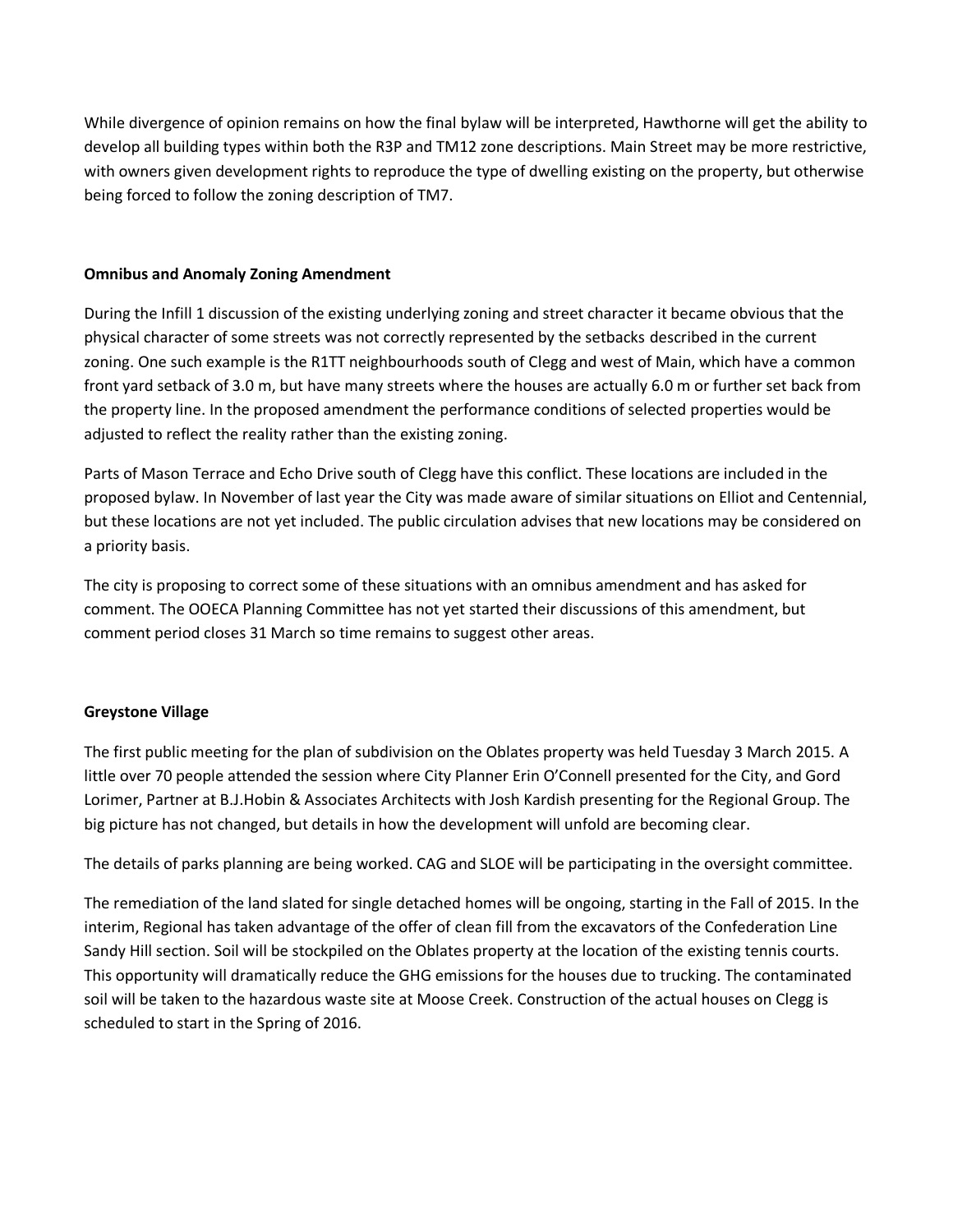While divergence of opinion remains on how the final bylaw will be interpreted, Hawthorne will get the ability to develop all building types within both the R3P and TM12 zone descriptions. Main Street may be more restrictive, with owners given development rights to reproduce the type of dwelling existing on the property, but otherwise being forced to follow the zoning description of TM7.

**Omnibus and Anomaly Zoning Amendment**

During the Infill 1 discussion of the existing underlying zoning and street character it became obvious that the physical character of some streets was not correctly represented by the setbacks described in the current zoning. One such example is the R1TT neighbourhoods south of Clegg and west of Main, which have a common front yard setback of 3.0 m, but have many streets where the houses are actually 6.0 m or further set back from the property line. In the proposed amendment the performance conditions of selected properties would be adjusted to reflect the reality rather than the existing zoning.

Parts of Mason Terrace and Echo Drive south of Clegg have this conflict. These locations are included in the proposed bylaw. In November of last year the City was made aware of similar situations on Elliot and Centennial, but these locations are not yet included. The public circulation advises that new locations may be considered on a priority basis.

The city is proposing to correct some of these situations with an omnibus amendment and has asked for comment. The OOECA Planning Committee has not yet started their discussions of this amendment, but comment period closes 31 March so time remains to suggest other areas.

**Greystone Village**

The first public meeting for the plan of subdivision on the Oblates property was held Tuesday 3 March 2015. A little over 70 people attended the session where City Planner Erin O'Connell presented for the City, and Gord Lorimer, Partner at B.J.Hobin & Associates Architects with Josh Kardish presenting for the Regional Group. The big picture has not changed, but details in how the development will unfold are becoming clear.

The details of parks planning are being worked. CAG and SLOE will be participating in the oversight committee.

The remediation of the land slated for single detached homes will be ongoing, starting in the Fall of 2015. In the interim, Regional has taken advantage of the offer of clean fill from the excavators of the Confederation Line Sandy Hill section. Soil will be stockpiled on the Oblates property at the location of the existing tennis courts. This opportunity will dramatically reduce the GHG emissions for the houses due to trucking. The contaminated soil will be taken to the hazardous waste site at Moose Creek. Construction of the actual houses on Clegg is scheduled to start in the Spring of 2016.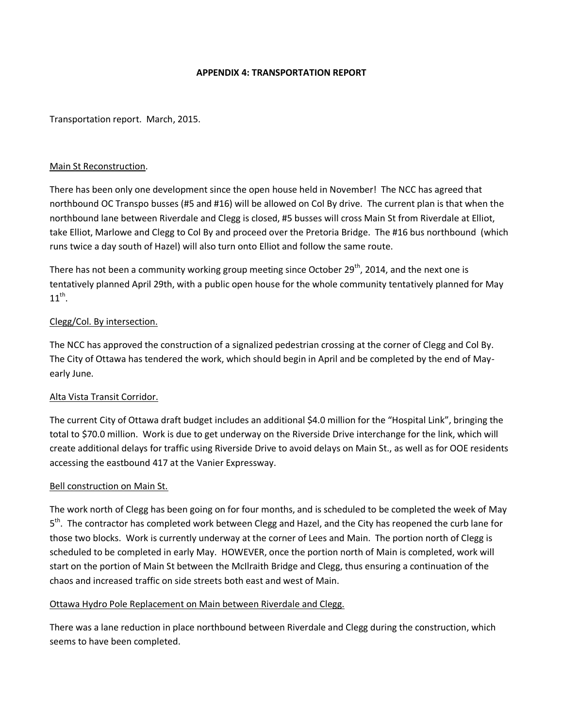# APPENDIX 4: TRANSPORTATION REPORT

Transportation report. March, 2015.

Main St Reconstruction.

There has been only one development since the open house held in November! The NCC has agreed that northbound OC Transpo busses (#5 and #16) will be allowed on Col By drive. The current plan is that when the northbound lane between Riverdale and Clegg is closed, #5 busses will cross Main St from Riverdale at Elliot, take Elliot, Marlowe and Clegg to Col By and proceed over the Pretoria Bridge. The #16 bus northbound (which runs twice a day south of Hazel) will also turn onto Elliot and follow the same route.

There has not been a community working group meeting since October 29th, 2014, and the next one is tentatively planned April 29th, with a public open house for the whole community tentatively planned for May 11th.

Clegg/Col. By intersection.

The NCC has approved the construction of a signalized pedestrian crossing at the corner of Clegg and Col By. The City of Ottawa has tendered the work, which should begin in April and be completed by the end of May-early June.

Alta Vista Transit Corridor.

The current City of Ottawa draft budget includes an additional $4.0 million for the "Hospital Link", bringing the total to $70.0 million. Work is due to get underway on the Riverside Drive interchange for the link, which will create additional delays for traffic using Riverside Drive to avoid delays on Main St., as well as for OOE residents accessing the eastbound 417 at the Vanier Expressway.

Bell construction on Main St.

The work north of Clegg has been going on for four months, and is scheduled to be completed the week of May 5th. The contractor has completed work between Clegg and Hazel, and the City has reopened the curb lane for those two blocks. Work is currently underway at the corner of Lees and Main. The portion north of Clegg is scheduled to be completed in early May. HOWEVER, once the portion north of Main is completed, work will start on the portion of Main St between the McIlraith Bridge and Clegg, thus ensuring a continuation of the chaos and increased traffic on side streets both east and west of Main.

Ottawa Hydro Pole Replacement on Main between Riverdale and Clegg.

There was a lane reduction in place northbound between Riverdale and Clegg during the construction, which seems to have been completed.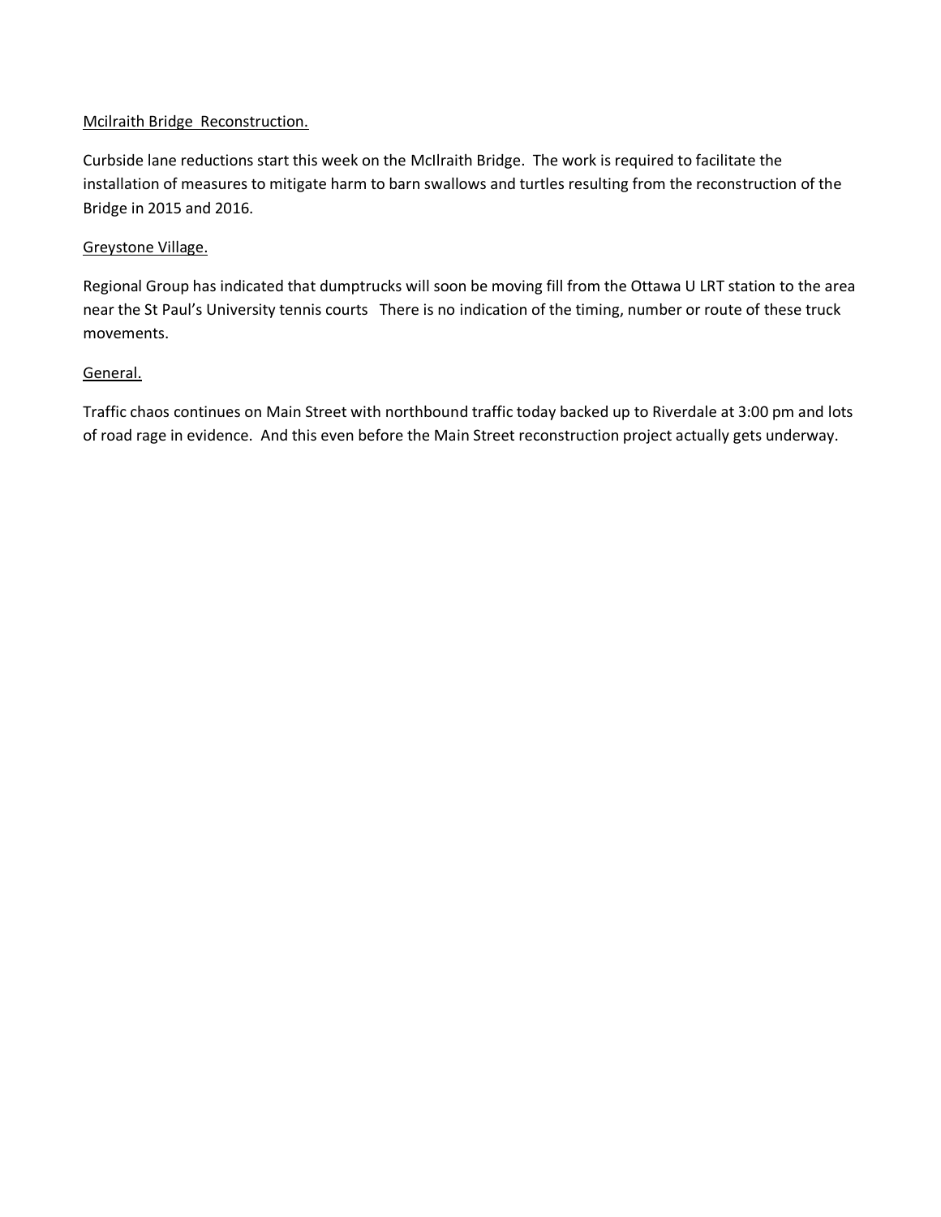Mcilraith Bridge  Reconstruction.

Curbside lane reductions start this week on the McIlraith Bridge.  The work is required to facilitate the installation of measures to mitigate harm to barn swallows and turtles resulting from the reconstruction of the Bridge in 2015 and 2016.

Greystone Village.

Regional Group has indicated that dumptrucks will soon be moving fill from the Ottawa U LRT station to the area near the St Paul's University tennis courts   There is no indication of the timing, number or route of these truck movements.

General.

Traffic chaos continues on Main Street with northbound traffic today backed up to Riverdale at 3:00 pm and lots of road rage in evidence.  And this even before the Main Street reconstruction project actually gets underway.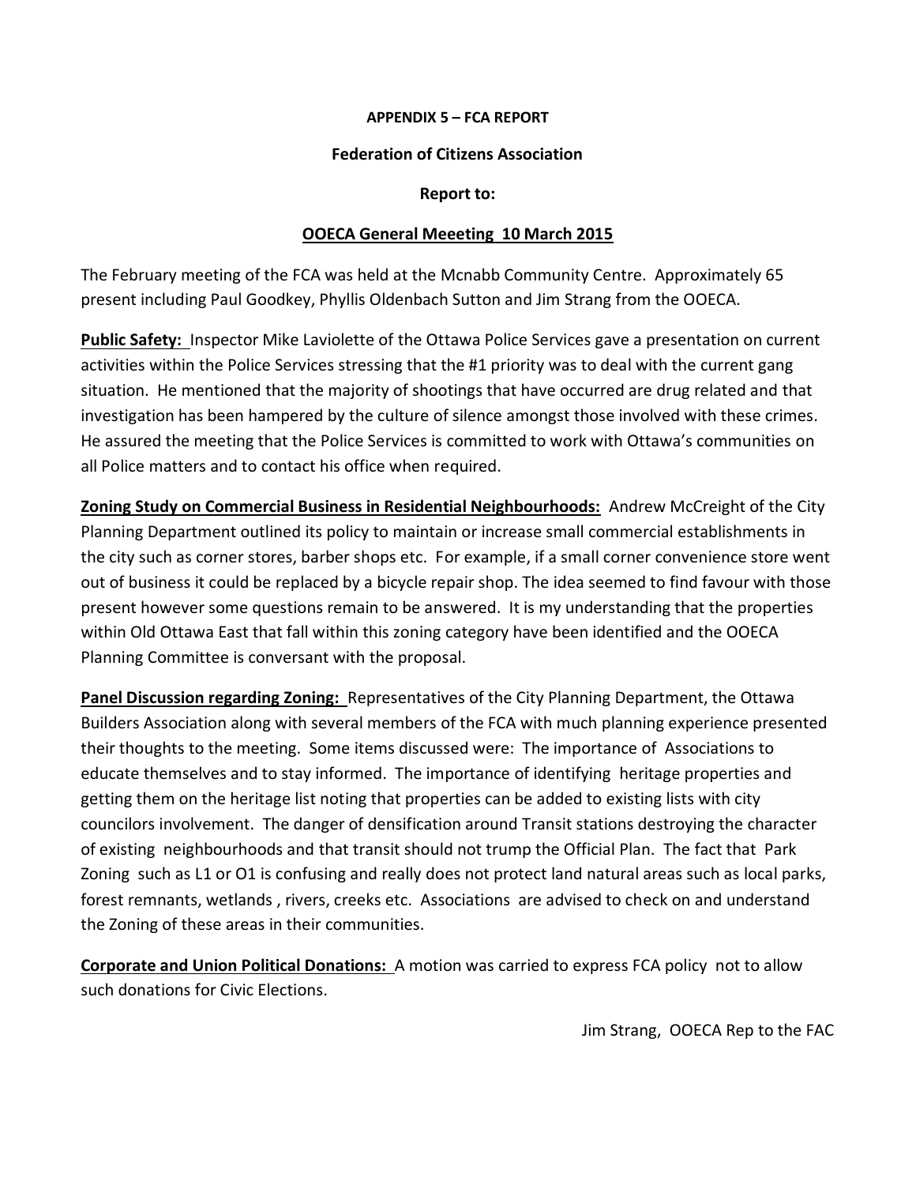**APPENDIX 5 – FCA REPORT**

**Federation of Citizens Association**

**Report to:**

**OOECA General Meeeting 10 March 2015**

The February meeting of the FCA was held at the Mcnabb Community Centre. Approximately 65 present including Paul Goodkey, Phyllis Oldenbach Sutton and Jim Strang from the OOECA.

**Public Safety:** Inspector Mike Laviolette of the Ottawa Police Services gave a presentation on current activities within the Police Services stressing that the #1 priority was to deal with the current gang situation. He mentioned that the majority of shootings that have occurred are drug related and that investigation has been hampered by the culture of silence amongst those involved with these crimes. He assured the meeting that the Police Services is committed to work with Ottawa's communities on all Police matters and to contact his office when required.

**Zoning Study on Commercial Business in Residential Neighbourhoods:** Andrew McCreight of the City Planning Department outlined its policy to maintain or increase small commercial establishments in the city such as corner stores, barber shops etc. For example, if a small corner convenience store went out of business it could be replaced by a bicycle repair shop. The idea seemed to find favour with those present however some questions remain to be answered. It is my understanding that the properties within Old Ottawa East that fall within this zoning category have been identified and the OOECA Planning Committee is conversant with the proposal.

**Panel Discussion regarding Zoning:** Representatives of the City Planning Department, the Ottawa Builders Association along with several members of the FCA with much planning experience presented their thoughts to the meeting. Some items discussed were: The importance of Associations to educate themselves and to stay informed. The importance of identifying heritage properties and getting them on the heritage list noting that properties can be added to existing lists with city councilors involvement. The danger of densification around Transit stations destroying the character of existing neighbourhoods and that transit should not trump the Official Plan. The fact that Park Zoning such as L1 or O1 is confusing and really does not protect land natural areas such as local parks, forest remnants, wetlands , rivers, creeks etc. Associations are advised to check on and understand the Zoning of these areas in their communities.

**Corporate and Union Political Donations:** A motion was carried to express FCA policy not to allow such donations for Civic Elections.

Jim Strang, OOECA Rep to the FAC